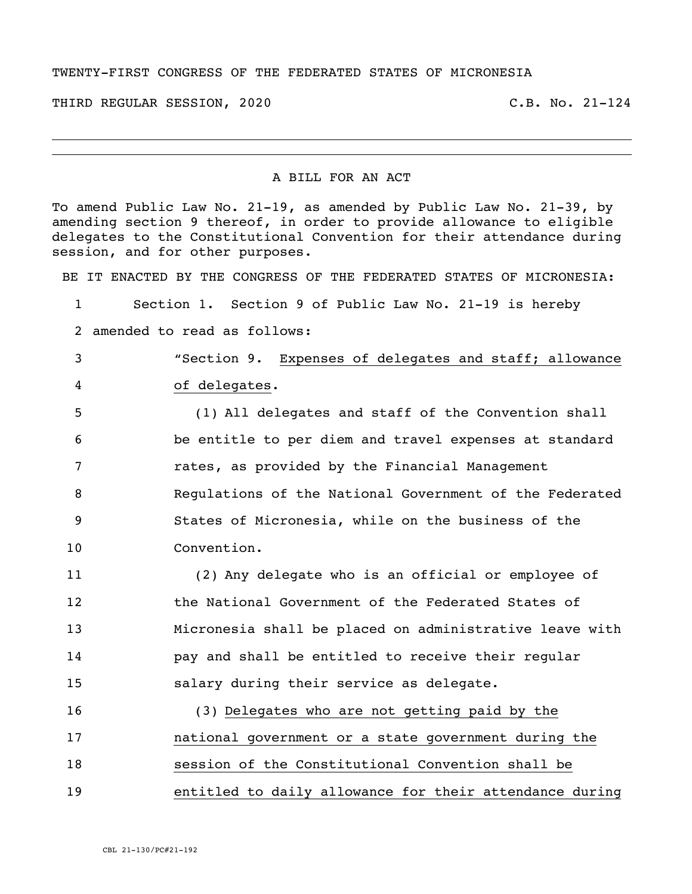TWENTY-FIRST CONGRESS OF THE FEDERATED STATES OF MICRONESIA

THIRD REGULAR SESSION, 2020 C.B. No. 21-124

---

A BILL FOR AN ACT

To amend Public Law No. 21-19, as amended by Public Law No. 21-39, by amending section 9 thereof, in order to provide allowance to eligible delegates to the Constitutional Convention for their attendance during session, and for other purposes.

BE IT ENACTED BY THE CONGRESS OF THE FEDERATED STATES OF MICRONESIA:

1 Section 1. Section 9 of Public Law No. 21-19 is hereby
2 amended to read as follows:

3 "Section 9. <u>Expenses of delegates and staff; allowance</u>
4 <u>of delegates</u>.

5 (1) All delegates and staff of the Convention shall
6 be entitle to per diem and travel expenses at standard
7 rates, as provided by the Financial Management
8 Regulations of the National Government of the Federated
9 States of Micronesia, while on the business of the
10 Convention.

11 (2) Any delegate who is an official or employee of
12 the National Government of the Federated States of
13 Micronesia shall be placed on administrative leave with
14 pay and shall be entitled to receive their regular
15 salary during their service as delegate.

16 (3) <u>Delegates who are not getting paid by the</u>
17 <u>national government or a state government during the</u>
18 <u>session of the Constitutional Convention shall be</u>
19 <u>entitled to daily allowance for their attendance during</u>

CBL 21-130/PC#21-192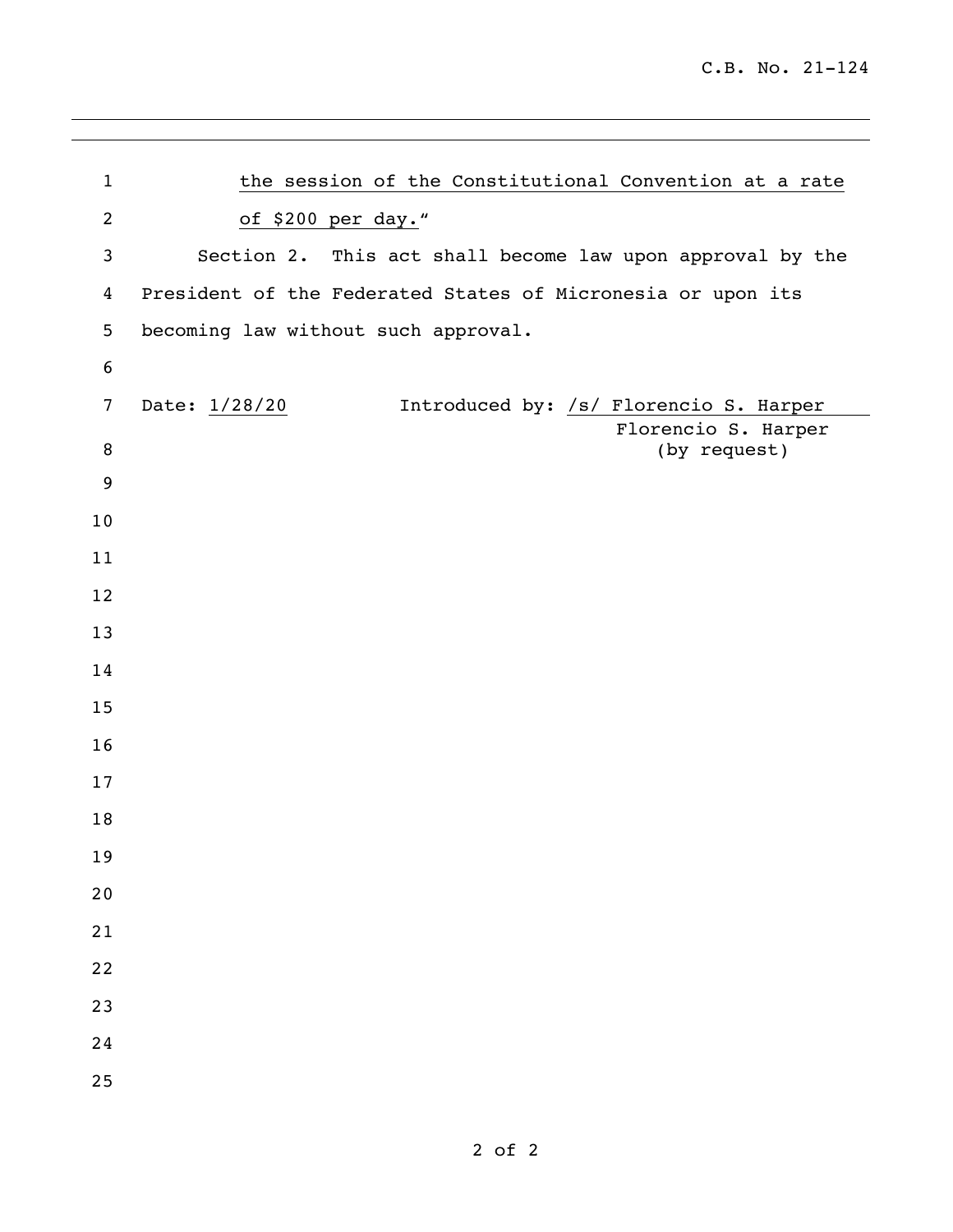the session of the Constitutional Convention at a rate of $200 per day."

Section 2. This act shall become law upon approval by the President of the Federated States of Micronesia or upon its becoming law without such approval.

Date: 1/28/20 Introduced by: /s/ Florencio S. Harper

Florencio S. Harper
(by request)